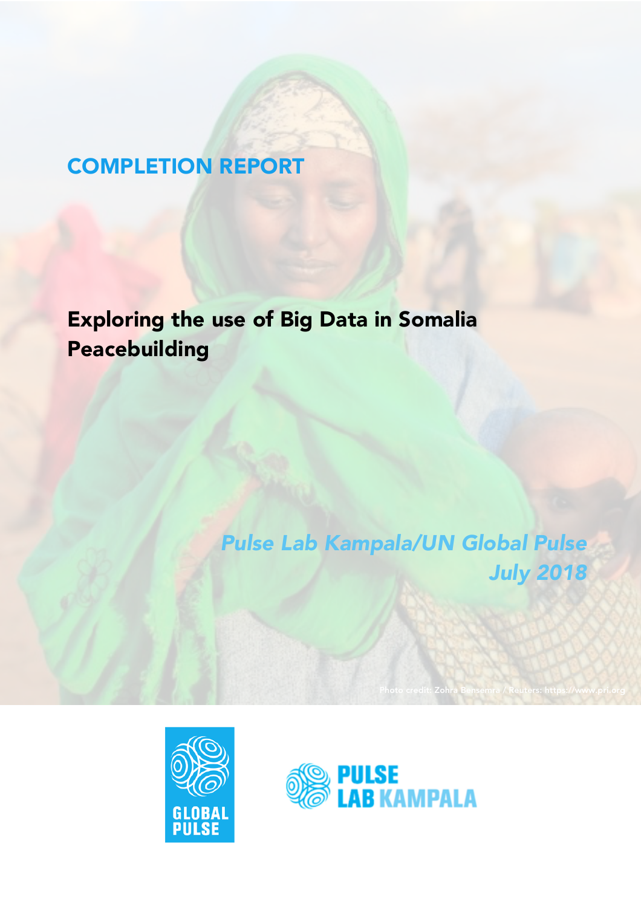# COMPLETION REPORT

## Exploring the use of Big Data in Somalia Peacebuilding

*Pulse Lab Kampala/UN Global Pulse*
*July 2018*

Photo credit: Zohra Bensemra / Reuters: https://www.pri.org

GLOBAL PULSE

PULSE LAB KAMPALA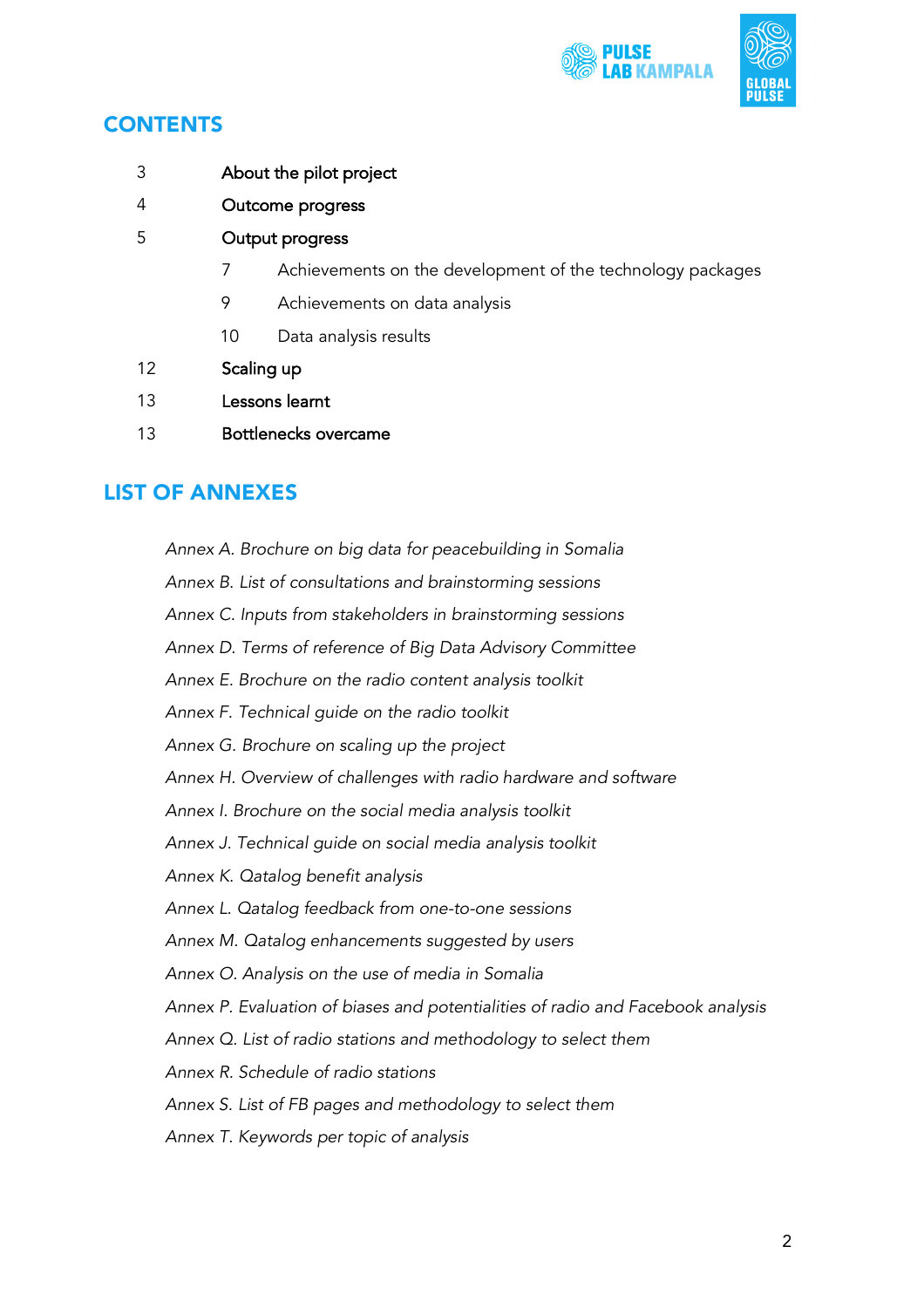## CONTENTS

| | |
|---|---|
| 3 | About the pilot project |
| 4 | Outcome progress |
| 5 | Output progress |
| 7 | Achievements on the development of the technology packages |
| 9 | Achievements on data analysis |
| 10 | Data analysis results |
| 12 | Scaling up |
| 13 | Lessons learnt |
| 13 | Bottlenecks overcame |

## LIST OF ANNEXES

*Annex A. Brochure on big data for peacebuilding in Somalia*

*Annex B. List of consultations and brainstorming sessions*

*Annex C. Inputs from stakeholders in brainstorming sessions*

*Annex D. Terms of reference of Big Data Advisory Committee*

*Annex E. Brochure on the radio content analysis toolkit*

*Annex F. Technical guide on the radio toolkit*

*Annex G. Brochure on scaling up the project*

*Annex H. Overview of challenges with radio hardware and software*

*Annex I. Brochure on the social media analysis toolkit*

*Annex J. Technical guide on social media analysis toolkit*

*Annex K. Qatalog benefit analysis*

*Annex L. Qatalog feedback from one-to-one sessions*

*Annex M. Qatalog enhancements suggested by users*

*Annex O. Analysis on the use of media in Somalia*

*Annex P. Evaluation of biases and potentialities of radio and Facebook analysis*

*Annex Q. List of radio stations and methodology to select them*

*Annex R. Schedule of radio stations*

*Annex S. List of FB pages and methodology to select them*

*Annex T. Keywords per topic of analysis*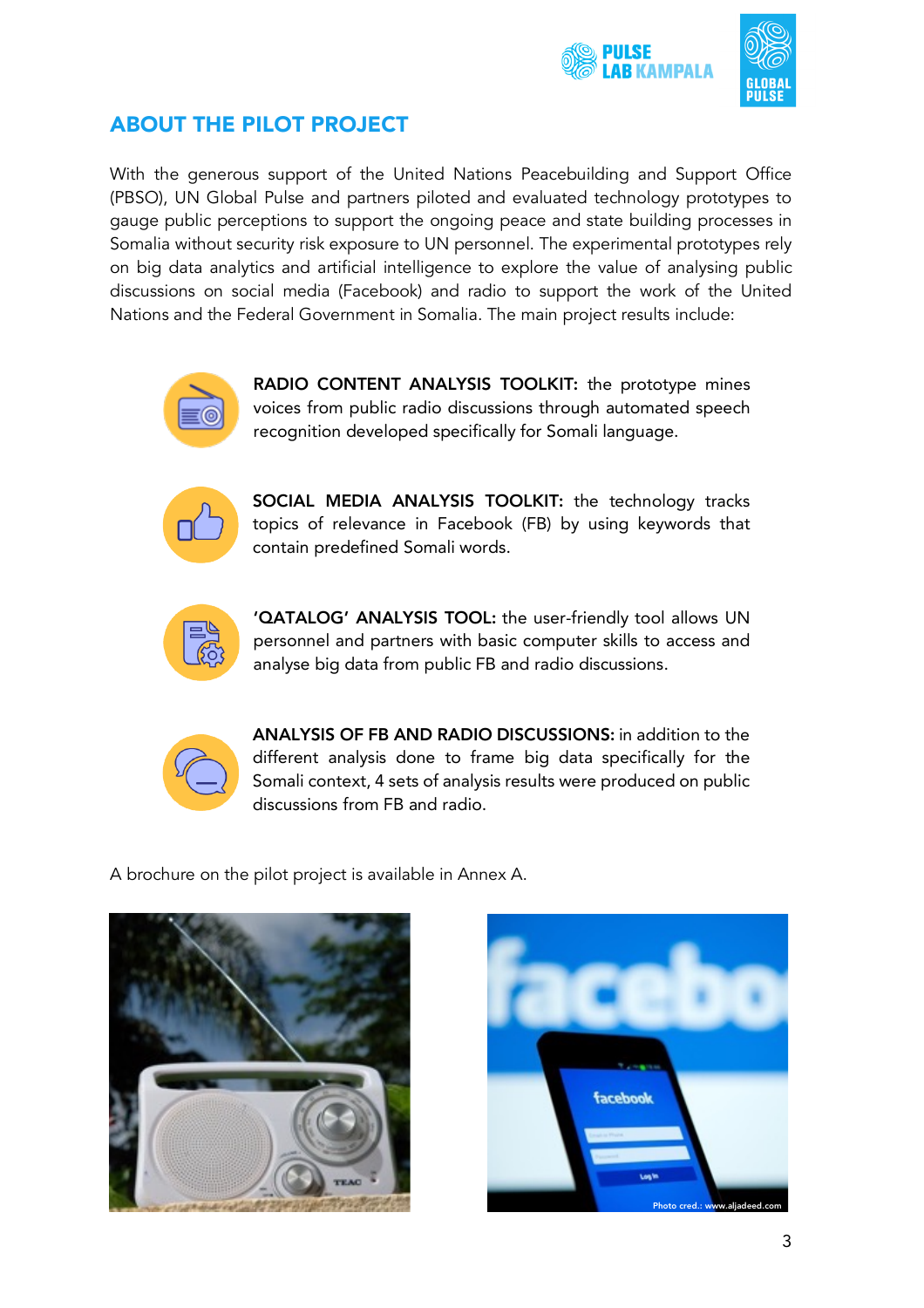## ABOUT THE PILOT PROJECT

With the generous support of the United Nations Peacebuilding and Support Office (PBSO), UN Global Pulse and partners piloted and evaluated technology prototypes to gauge public perceptions to support the ongoing peace and state building processes in Somalia without security risk exposure to UN personnel. The experimental prototypes rely on big data analytics and artificial intelligence to explore the value of analysing public discussions on social media (Facebook) and radio to support the work of the United Nations and the Federal Government in Somalia. The main project results include:

**RADIO CONTENT ANALYSIS TOOLKIT:** the prototype mines voices from public radio discussions through automated speech recognition developed specifically for Somali language.

**SOCIAL MEDIA ANALYSIS TOOLKIT:** the technology tracks topics of relevance in Facebook (FB) by using keywords that contain predefined Somali words.

**'QATALOG' ANALYSIS TOOL:** the user-friendly tool allows UN personnel and partners with basic computer skills to access and analyse big data from public FB and radio discussions.

**ANALYSIS OF FB AND RADIO DISCUSSIONS:** in addition to the different analysis done to frame big data specifically for the Somali context, 4 sets of analysis results were produced on public discussions from FB and radio.

A brochure on the pilot project is available in Annex A.

Photo cred.: www.aljadeed.com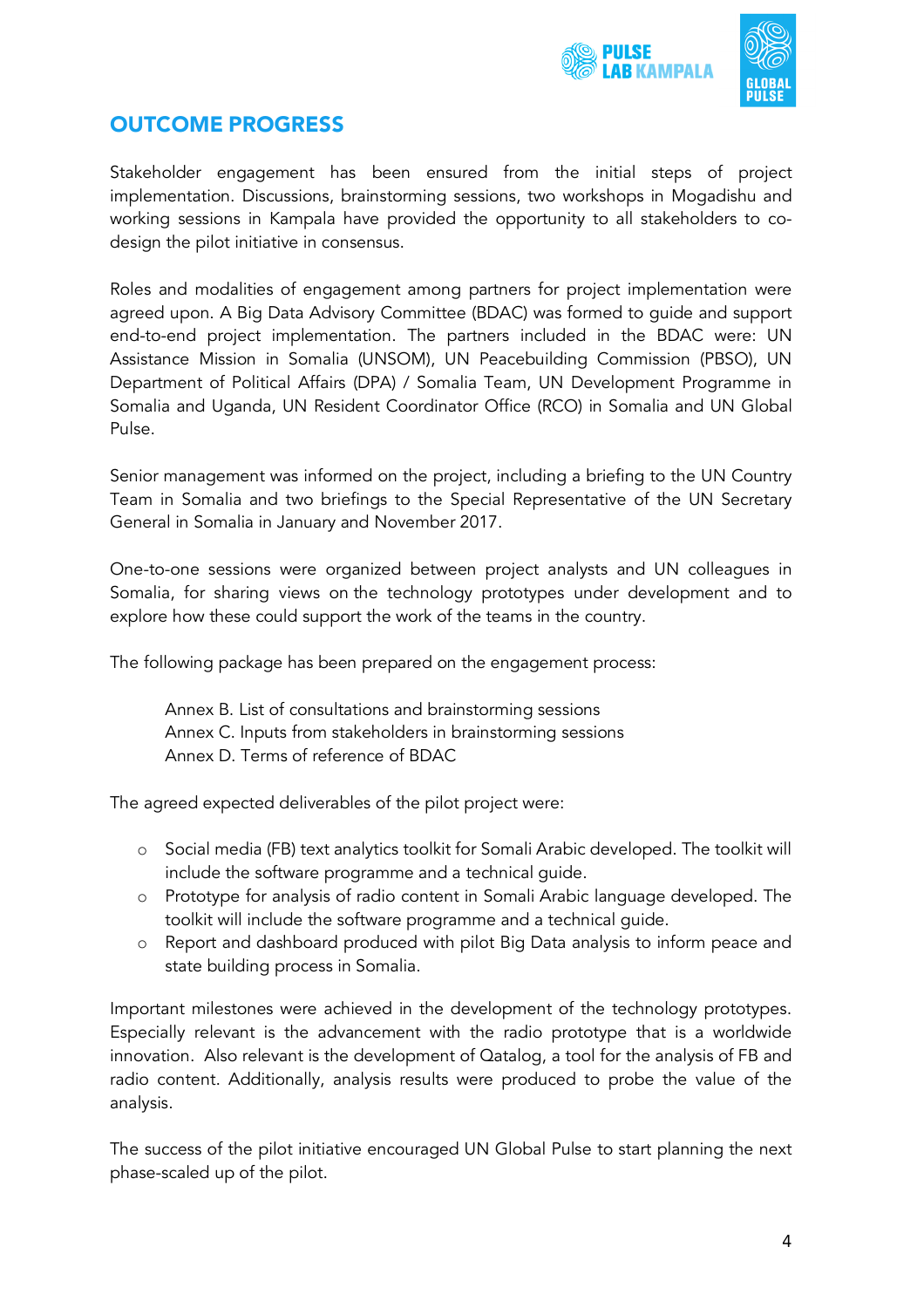## OUTCOME PROGRESS

Stakeholder engagement has been ensured from the initial steps of project implementation. Discussions, brainstorming sessions, two workshops in Mogadishu and working sessions in Kampala have provided the opportunity to all stakeholders to co-design the pilot initiative in consensus.

Roles and modalities of engagement among partners for project implementation were agreed upon. A Big Data Advisory Committee (BDAC) was formed to guide and support end-to-end project implementation. The partners included in the BDAC were: UN Assistance Mission in Somalia (UNSOM), UN Peacebuilding Commission (PBSO), UN Department of Political Affairs (DPA) / Somalia Team, UN Development Programme in Somalia and Uganda, UN Resident Coordinator Office (RCO) in Somalia and UN Global Pulse.

Senior management was informed on the project, including a briefing to the UN Country Team in Somalia and two briefings to the Special Representative of the UN Secretary General in Somalia in January and November 2017.

One-to-one sessions were organized between project analysts and UN colleagues in Somalia, for sharing views on the technology prototypes under development and to explore how these could support the work of the teams in the country.

The following package has been prepared on the engagement process:

Annex B. List of consultations and brainstorming sessions
Annex C. Inputs from stakeholders in brainstorming sessions
Annex D. Terms of reference of BDAC

The agreed expected deliverables of the pilot project were:

- Social media (FB) text analytics toolkit for Somali Arabic developed. The toolkit will include the software programme and a technical guide.
- Prototype for analysis of radio content in Somali Arabic language developed. The toolkit will include the software programme and a technical guide.
- Report and dashboard produced with pilot Big Data analysis to inform peace and state building process in Somalia.

Important milestones were achieved in the development of the technology prototypes. Especially relevant is the advancement with the radio prototype that is a worldwide innovation. Also relevant is the development of Qatalog, a tool for the analysis of FB and radio content. Additionally, analysis results were produced to probe the value of the analysis.

The success of the pilot initiative encouraged UN Global Pulse to start planning the next phase-scaled up of the pilot.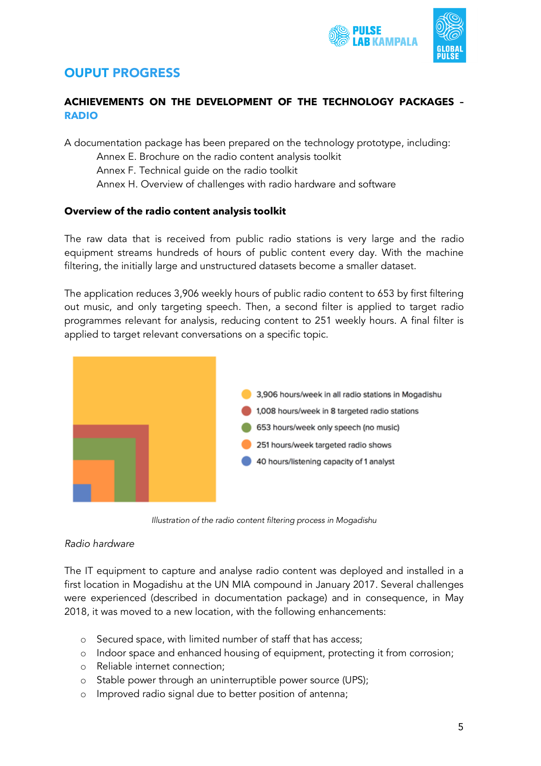## OUPUT PROGRESS

### ACHIEVEMENTS ON THE DEVELOPMENT OF THE TECHNOLOGY PACKAGES – RADIO

A documentation package has been prepared on the technology prototype, including:

Annex E. Brochure on the radio content analysis toolkit
Annex F. Technical guide on the radio toolkit
Annex H. Overview of challenges with radio hardware and software

**Overview of the radio content analysis toolkit**

The raw data that is received from public radio stations is very large and the radio equipment streams hundreds of hours of public content every day. With the machine filtering, the initially large and unstructured datasets become a smaller dataset.

The application reduces 3,906 weekly hours of public radio content to 653 by first filtering out music, and only targeting speech. Then, a second filter is applied to target radio programmes relevant for analysis, reducing content to 251 weekly hours. A final filter is applied to target relevant conversations on a specific topic.

- 3,906 hours/week in all radio stations in Mogadishu
- 1,008 hours/week in 8 targeted radio stations
- 653 hours/week only speech (no music)
- 251 hours/week targeted radio shows
- 40 hours/listening capacity of 1 analyst

*Illustration of the radio content filtering process in Mogadishu*

*Radio hardware*

The IT equipment to capture and analyse radio content was deployed and installed in a first location in Mogadishu at the UN MIA compound in January 2017. Several challenges were experienced (described in documentation package) and in consequence, in May 2018, it was moved to a new location, with the following enhancements:

- Secured space, with limited number of staff that has access;
- Indoor space and enhanced housing of equipment, protecting it from corrosion;
- Reliable internet connection;
- Stable power through an uninterruptible power source (UPS);
- Improved radio signal due to better position of antenna;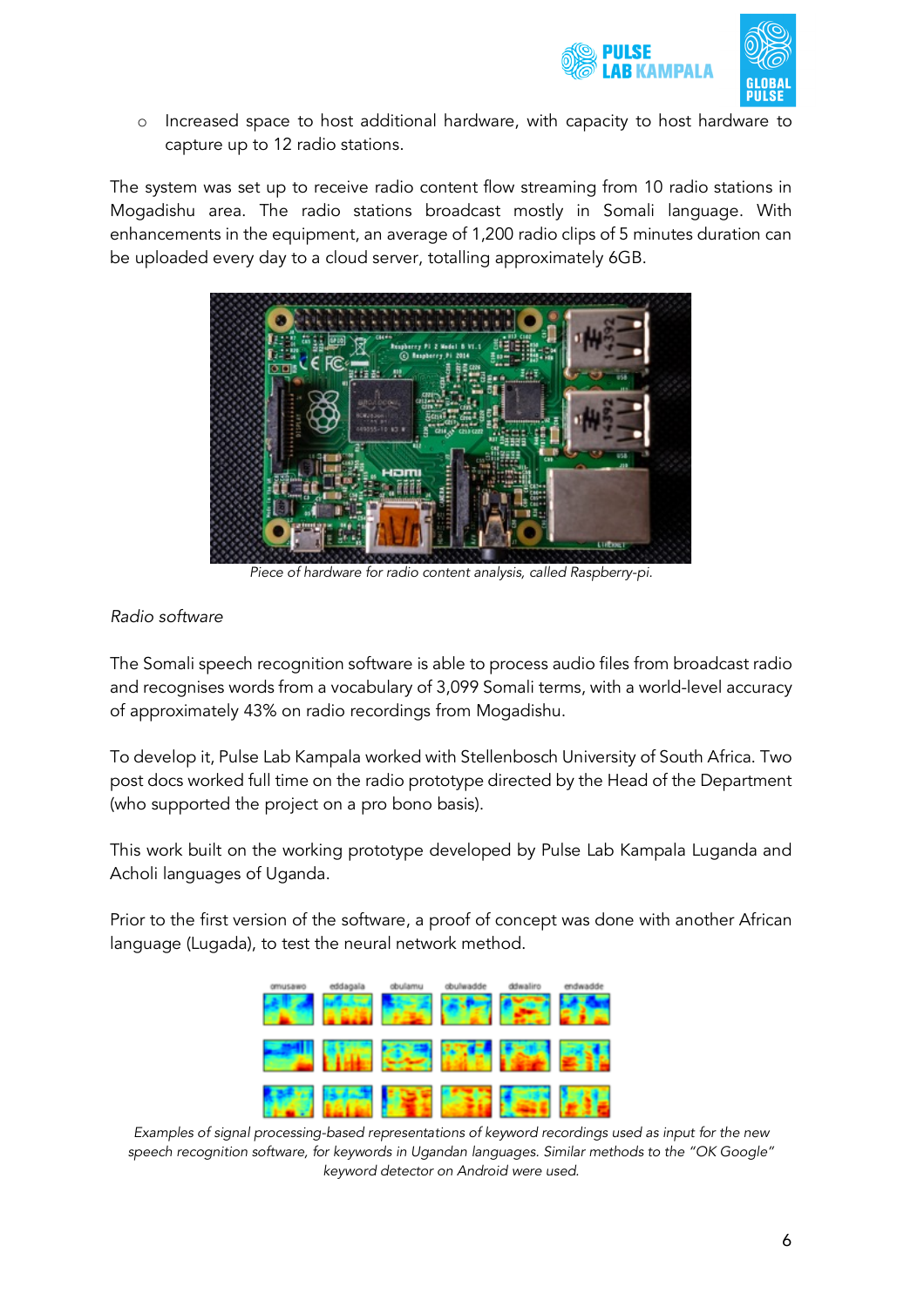- Increased space to host additional hardware, with capacity to host hardware to capture up to 12 radio stations.

The system was set up to receive radio content flow streaming from 10 radio stations in Mogadishu area. The radio stations broadcast mostly in Somali language. With enhancements in the equipment, an average of 1,200 radio clips of 5 minutes duration can be uploaded every day to a cloud server, totalling approximately 6GB.

*Piece of hardware for radio content analysis, called Raspberry-pi.*

*Radio software*

The Somali speech recognition software is able to process audio files from broadcast radio and recognises words from a vocabulary of 3,099 Somali terms, with a world-level accuracy of approximately 43% on radio recordings from Mogadishu.

To develop it, Pulse Lab Kampala worked with Stellenbosch University of South Africa. Two post docs worked full time on the radio prototype directed by the Head of the Department (who supported the project on a pro bono basis).

This work built on the working prototype developed by Pulse Lab Kampala Luganda and Acholi languages of Uganda.

Prior to the first version of the software, a proof of concept was done with another African language (Lugada), to test the neural network method.

*Examples of signal processing-based representations of keyword recordings used as input for the new speech recognition software, for keywords in Ugandan languages. Similar methods to the "OK Google" keyword detector on Android were used.*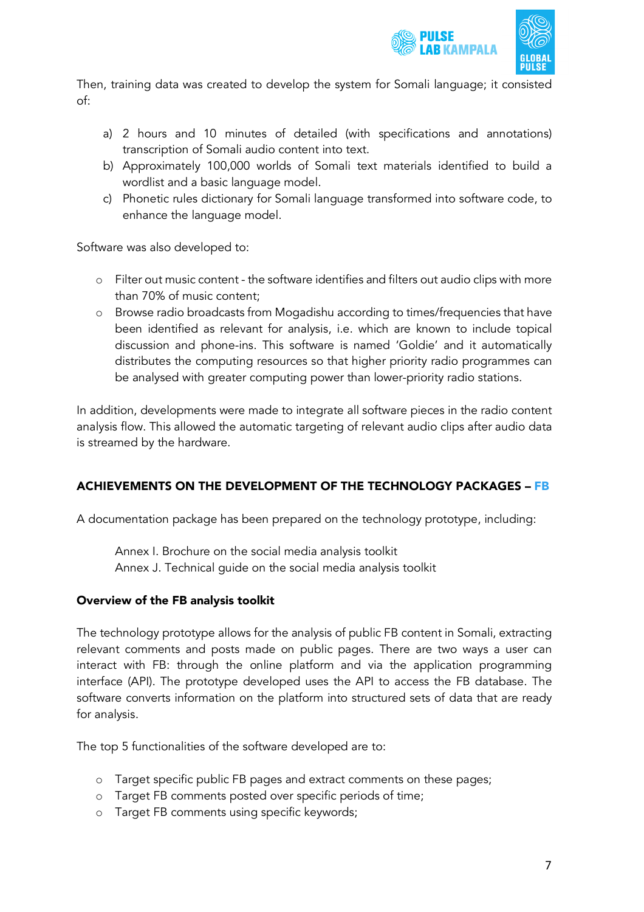Then, training data was created to develop the system for Somali language; it consisted of:

a) 2 hours and 10 minutes of detailed (with specifications and annotations) transcription of Somali audio content into text.
b) Approximately 100,000 worlds of Somali text materials identified to build a wordlist and a basic language model.
c) Phonetic rules dictionary for Somali language transformed into software code, to enhance the language model.

Software was also developed to:

- Filter out music content - the software identifies and filters out audio clips with more than 70% of music content;
- Browse radio broadcasts from Mogadishu according to times/frequencies that have been identified as relevant for analysis, i.e. which are known to include topical discussion and phone-ins. This software is named 'Goldie' and it automatically distributes the computing resources so that higher priority radio programmes can be analysed with greater computing power than lower-priority radio stations.

In addition, developments were made to integrate all software pieces in the radio content analysis flow. This allowed the automatic targeting of relevant audio clips after audio data is streamed by the hardware.

## ACHIEVEMENTS ON THE DEVELOPMENT OF THE TECHNOLOGY PACKAGES – FB

A documentation package has been prepared on the technology prototype, including:

Annex I. Brochure on the social media analysis toolkit
Annex J. Technical guide on the social media analysis toolkit

### Overview of the FB analysis toolkit

The technology prototype allows for the analysis of public FB content in Somali, extracting relevant comments and posts made on public pages. There are two ways a user can interact with FB: through the online platform and via the application programming interface (API). The prototype developed uses the API to access the FB database. The software converts information on the platform into structured sets of data that are ready for analysis.

The top 5 functionalities of the software developed are to:

- Target specific public FB pages and extract comments on these pages;
- Target FB comments posted over specific periods of time;
- Target FB comments using specific keywords;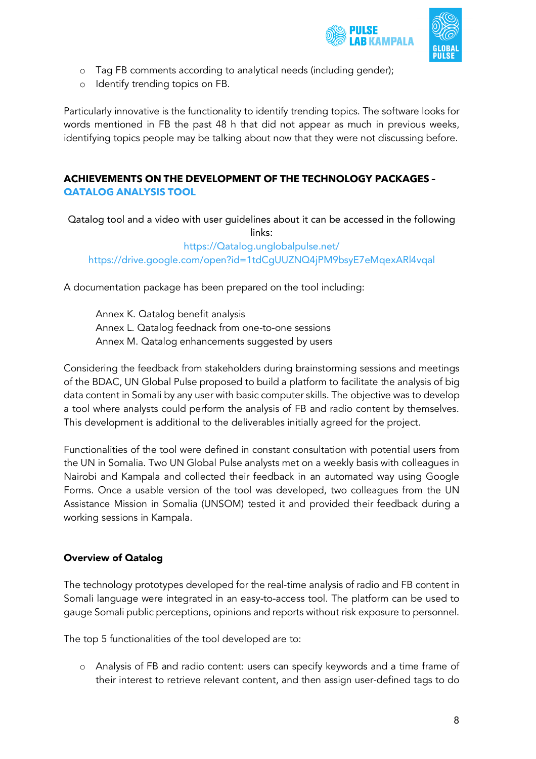- Tag FB comments according to analytical needs (including gender);
- Identify trending topics on FB.

Particularly innovative is the functionality to identify trending topics. The software looks for words mentioned in FB the past 48 h that did not appear as much in previous weeks, identifying topics people may be talking about now that they were not discussing before.

## ACHIEVEMENTS ON THE DEVELOPMENT OF THE TECHNOLOGY PACKAGES – QATALOG ANALYSIS TOOL

Qatalog tool and a video with user guidelines about it can be accessed in the following links:

https://Qatalog.unglobalpulse.net/

https://drive.google.com/open?id=1tdCgUUZNQ4jPM9bsyE7eMqexARl4vqal

A documentation package has been prepared on the tool including:

Annex K. Qatalog benefit analysis
Annex L. Qatalog feednack from one-to-one sessions
Annex M. Qatalog enhancements suggested by users

Considering the feedback from stakeholders during brainstorming sessions and meetings of the BDAC, UN Global Pulse proposed to build a platform to facilitate the analysis of big data content in Somali by any user with basic computer skills. The objective was to develop a tool where analysts could perform the analysis of FB and radio content by themselves. This development is additional to the deliverables initially agreed for the project.

Functionalities of the tool were defined in constant consultation with potential users from the UN in Somalia. Two UN Global Pulse analysts met on a weekly basis with colleagues in Nairobi and Kampala and collected their feedback in an automated way using Google Forms. Once a usable version of the tool was developed, two colleagues from the UN Assistance Mission in Somalia (UNSOM) tested it and provided their feedback during a working sessions in Kampala.

### Overview of Qatalog

The technology prototypes developed for the real-time analysis of radio and FB content in Somali language were integrated in an easy-to-access tool. The platform can be used to gauge Somali public perceptions, opinions and reports without risk exposure to personnel.

The top 5 functionalities of the tool developed are to:

- Analysis of FB and radio content: users can specify keywords and a time frame of their interest to retrieve relevant content, and then assign user-defined tags to do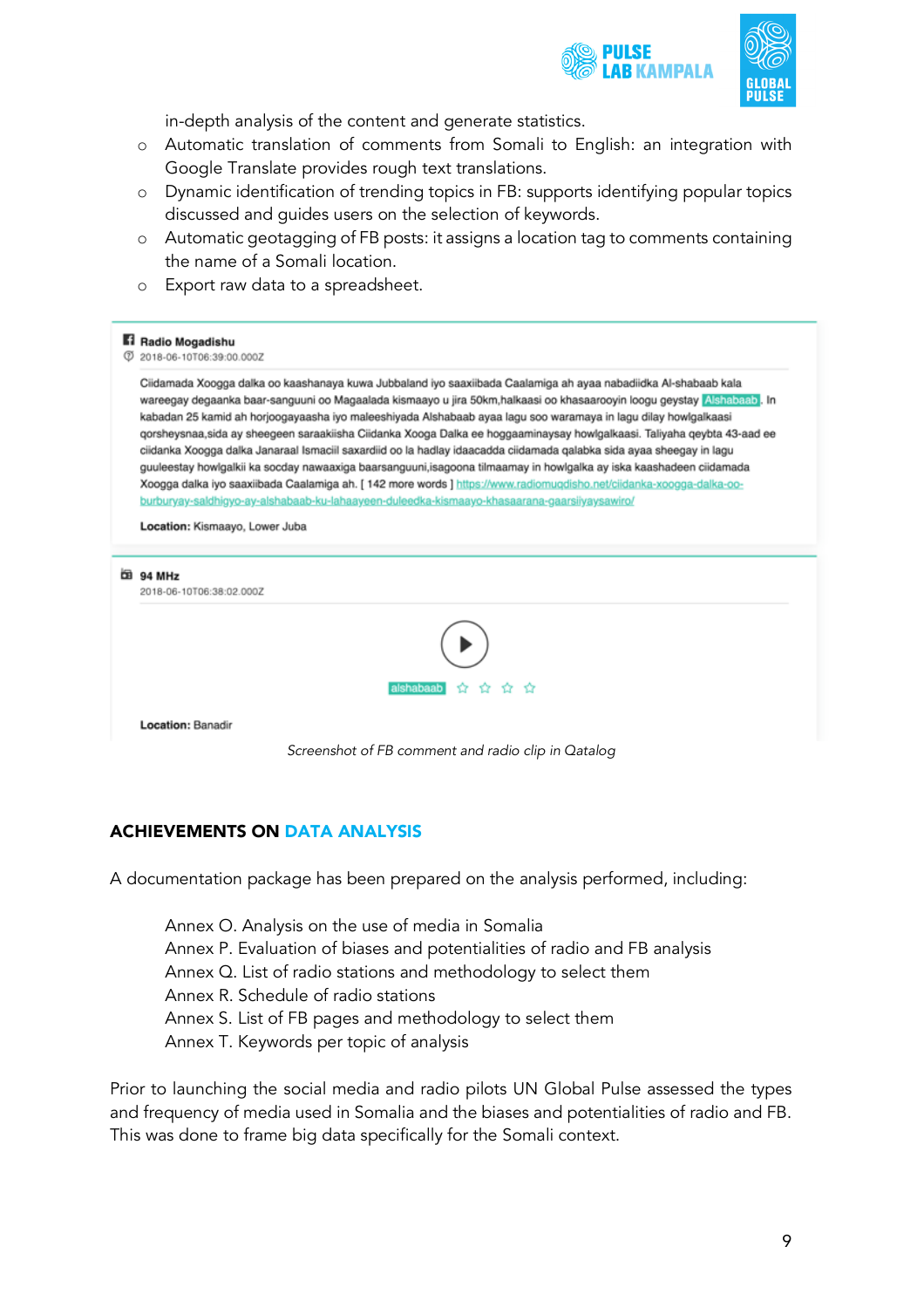in-depth analysis of the content and generate statistics.

- Automatic translation of comments from Somali to English: an integration with Google Translate provides rough text translations.
- Dynamic identification of trending topics in FB: supports identifying popular topics discussed and guides users on the selection of keywords.
- Automatic geotagging of FB posts: it assigns a location tag to comments containing the name of a Somali location.
- Export raw data to a spreadsheet.

**Radio Mogadishu**
2018-06-10T06:39:00.000Z

Ciidamada Xoogga dalka oo kaashanaya kuwa Jubbaland iyo saaxiibada Caalamiga ah ayaa nabadiidka Al-shabaab kala wareegay degaanka baar-sanguuni oo Magaalada kismaayo u jira 50km,halkaasi oo khasaarooyin loogu geystay Alshabaab. In kabadan 25 kamid ah horjoogayaasha iyo maleeshiyada Alshabaab ayaa lagu soo waramaya in lagu dilay howlgalkaasi qorsheysnaa,sida ay sheegeen saraakiisha Ciidanka Xooga Dalka ee hoggaaminaysay howlgalkaasi. Taliyaha qeybta 43-aad ee ciidanka Xoogga dalka Janaraal Ismaciil saxardiid oo la hadlay idaacadda ciidamada qalabka sida ayaa sheegay in lagu guuleestay howlgalkii ka socday nawaaxiga baarsanguuni,isagoona tilmaamay in howlgalka ay iska kaashadeen ciidamada Xoogga dalka iyo saaxiibada Caalamiga ah. [ 142 more words ] https://www.radiomuqdisho.net/ciidanka-xoogga-dalka-oo-burburyay-saldhigyo-ay-alshabaab-ku-lahaayeen-duleedka-kismaayo-khasaarana-gaarsiiyaysawiro/

**Location:** Kismaayo, Lower Juba

**94 MHz**
2018-06-10T06:38:02.000Z

alshabaab

**Location:** Banadir

*Screenshot of FB comment and radio clip in Qatalog*

## ACHIEVEMENTS ON DATA ANALYSIS

A documentation package has been prepared on the analysis performed, including:

Annex O. Analysis on the use of media in Somalia
Annex P. Evaluation of biases and potentialities of radio and FB analysis
Annex Q. List of radio stations and methodology to select them
Annex R. Schedule of radio stations
Annex S. List of FB pages and methodology to select them
Annex T. Keywords per topic of analysis

Prior to launching the social media and radio pilots UN Global Pulse assessed the types and frequency of media used in Somalia and the biases and potentialities of radio and FB. This was done to frame big data specifically for the Somali context.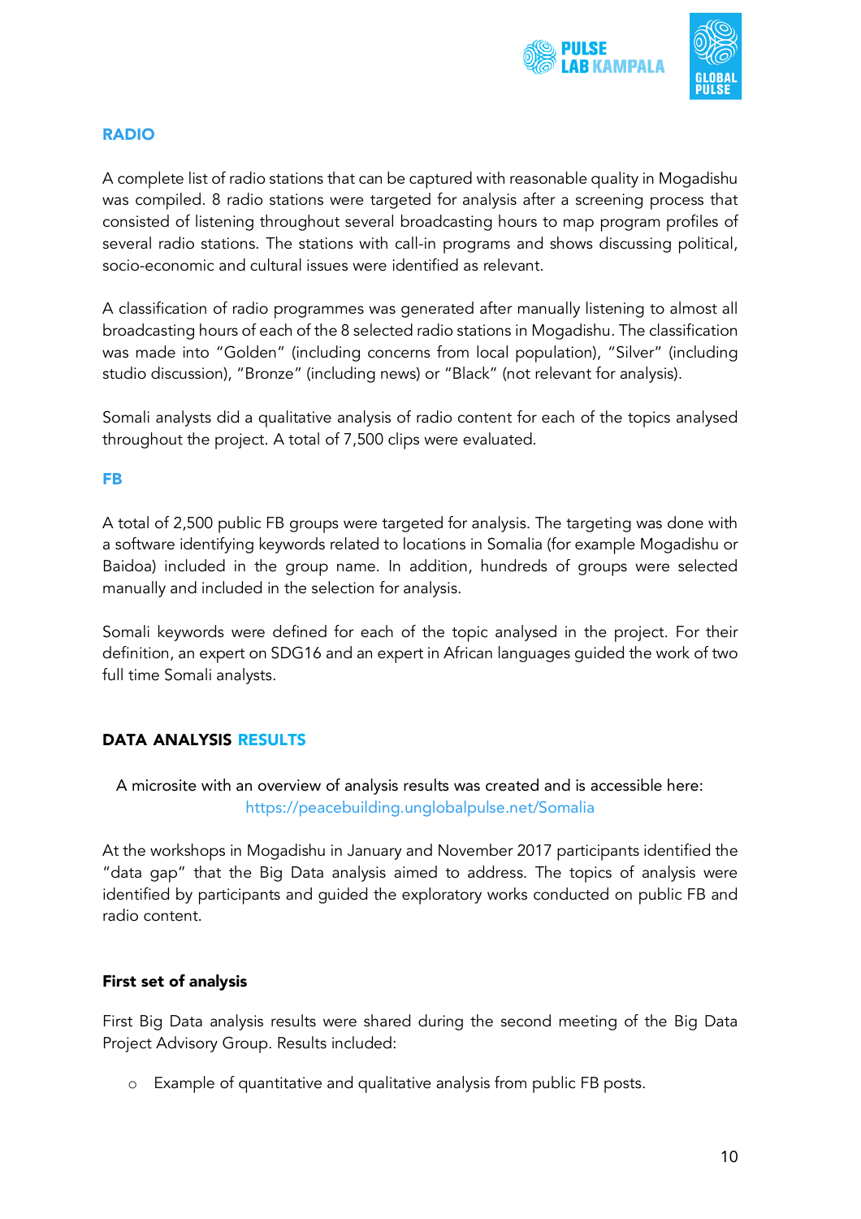## RADIO

A complete list of radio stations that can be captured with reasonable quality in Mogadishu was compiled. 8 radio stations were targeted for analysis after a screening process that consisted of listening throughout several broadcasting hours to map program profiles of several radio stations. The stations with call-in programs and shows discussing political, socio-economic and cultural issues were identified as relevant.

A classification of radio programmes was generated after manually listening to almost all broadcasting hours of each of the 8 selected radio stations in Mogadishu. The classification was made into "Golden" (including concerns from local population), "Silver" (including studio discussion), "Bronze" (including news) or "Black" (not relevant for analysis).

Somali analysts did a qualitative analysis of radio content for each of the topics analysed throughout the project. A total of 7,500 clips were evaluated.

## FB

A total of 2,500 public FB groups were targeted for analysis. The targeting was done with a software identifying keywords related to locations in Somalia (for example Mogadishu or Baidoa) included in the group name. In addition, hundreds of groups were selected manually and included in the selection for analysis.

Somali keywords were defined for each of the topic analysed in the project. For their definition, an expert on SDG16 and an expert in African languages guided the work of two full time Somali analysts.

## DATA ANALYSIS RESULTS

A microsite with an overview of analysis results was created and is accessible here: https://peacebuilding.unglobalpulse.net/Somalia

At the workshops in Mogadishu in January and November 2017 participants identified the "data gap" that the Big Data analysis aimed to address. The topics of analysis were identified by participants and guided the exploratory works conducted on public FB and radio content.

### First set of analysis

First Big Data analysis results were shared during the second meeting of the Big Data Project Advisory Group. Results included:

- Example of quantitative and qualitative analysis from public FB posts.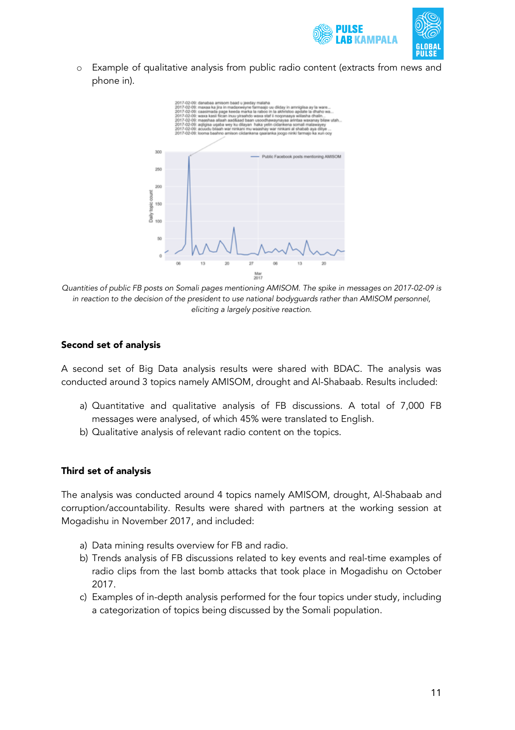- Example of qualitative analysis from public radio content (extracts from news and phone in).

*Quantities of public FB posts on Somali pages mentioning AMISOM. The spike in messages on 2017-02-09 is in reaction to the decision of the president to use national bodyguards rather than AMISOM personnel, eliciting a largely positive reaction.*

**Second set of analysis**

A second set of Big Data analysis results were shared with BDAC. The analysis was conducted around 3 topics namely AMISOM, drought and Al-Shabaab. Results included:

a) Quantitative and qualitative analysis of FB discussions. A total of 7,000 FB messages were analysed, of which 45% were translated to English.
b) Qualitative analysis of relevant radio content on the topics.

**Third set of analysis**

The analysis was conducted around 4 topics namely AMISOM, drought, Al-Shabaab and corruption/accountability. Results were shared with partners at the working session at Mogadishu in November 2017, and included:

a) Data mining results overview for FB and radio.
b) Trends analysis of FB discussions related to key events and real-time examples of radio clips from the last bomb attacks that took place in Mogadishu on October 2017.
c) Examples of in-depth analysis performed for the four topics under study, including a categorization of topics being discussed by the Somali population.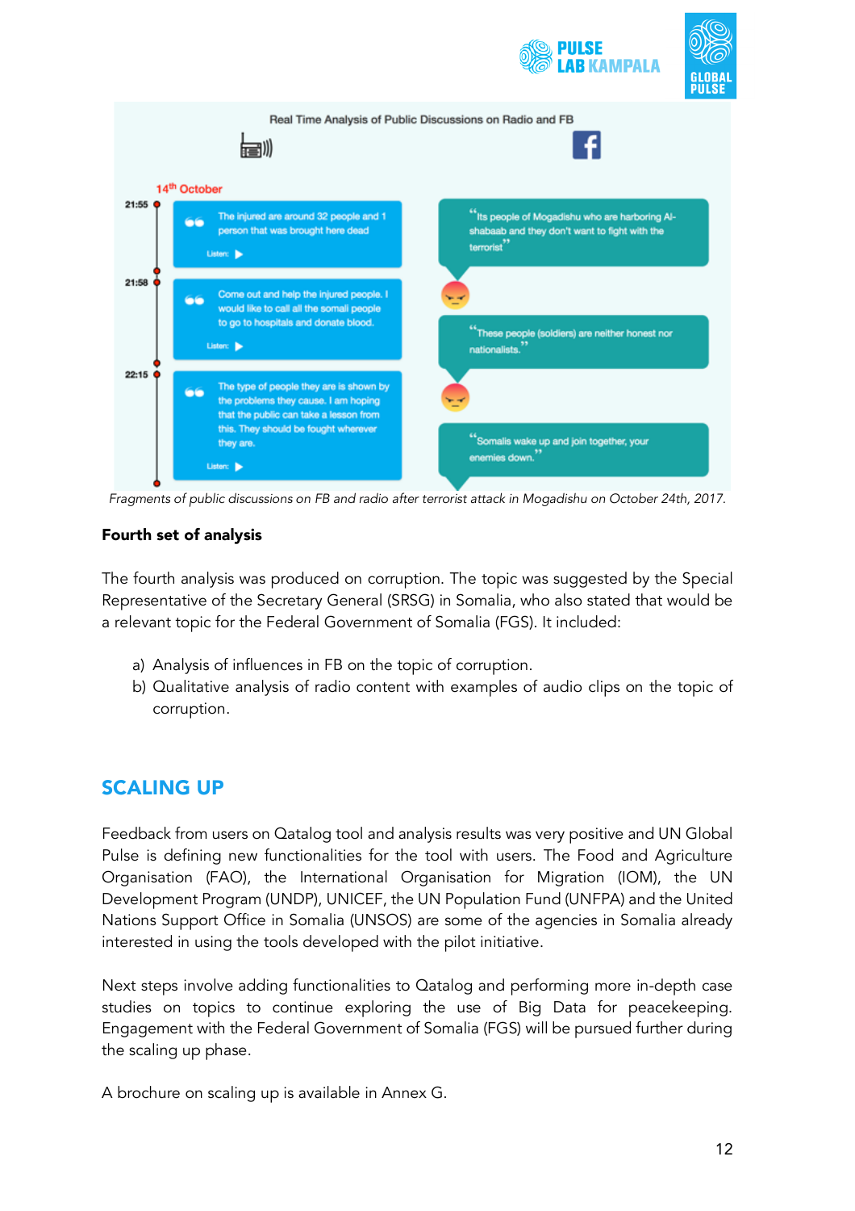Real Time Analysis of Public Discussions on Radio and FB

14th October

21:55 — The injured are around 32 people and 1 person that was brought here dead

21:58 — Come out and help the injured people. I would like to call all the somali people to go to hospitals and donate blood.

22:15 — The type of people they are is shown by the problems they cause. I am hoping that the public can take a lesson from this. They should be fought wherever they are.

"Its people of Mogadishu who are harboring Al-shabaab and they don't want to fight with the terrorist"

"These people (soldiers) are neither honest nor nationalists."

"Somalis wake up and join together, your enemies down."

*Fragments of public discussions on FB and radio after terrorist attack in Mogadishu on October 24th, 2017.*

**Fourth set of analysis**

The fourth analysis was produced on corruption. The topic was suggested by the Special Representative of the Secretary General (SRSG) in Somalia, who also stated that would be a relevant topic for the Federal Government of Somalia (FGS). It included:

a) Analysis of influences in FB on the topic of corruption.
b) Qualitative analysis of radio content with examples of audio clips on the topic of corruption.

## SCALING UP

Feedback from users on Qatalog tool and analysis results was very positive and UN Global Pulse is defining new functionalities for the tool with users. The Food and Agriculture Organisation (FAO), the International Organisation for Migration (IOM), the UN Development Program (UNDP), UNICEF, the UN Population Fund (UNFPA) and the United Nations Support Office in Somalia (UNSOS) are some of the agencies in Somalia already interested in using the tools developed with the pilot initiative.

Next steps involve adding functionalities to Qatalog and performing more in-depth case studies on topics to continue exploring the use of Big Data for peacekeeping. Engagement with the Federal Government of Somalia (FGS) will be pursued further during the scaling up phase.

A brochure on scaling up is available in Annex G.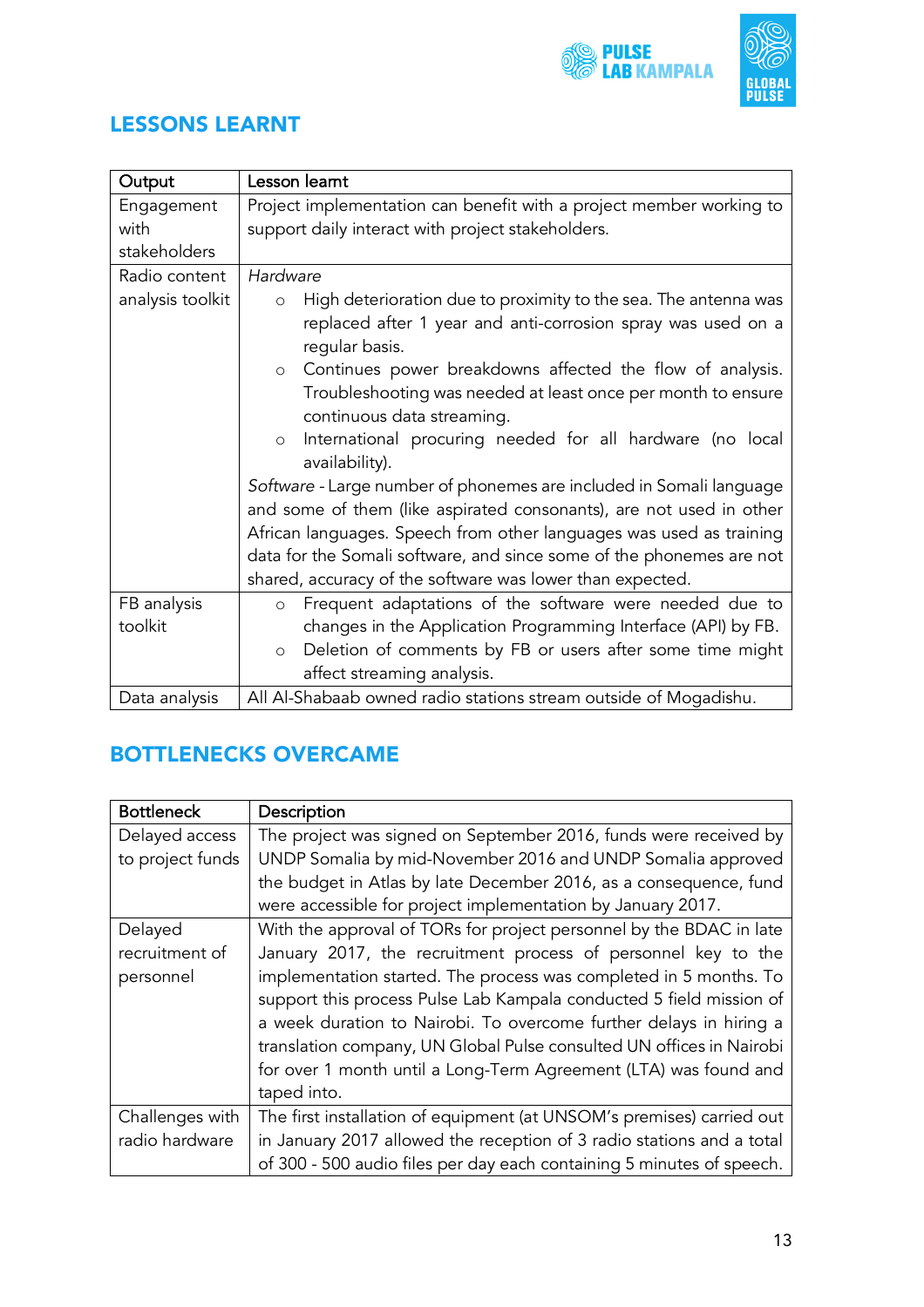## LESSONS LEARNT

| Output | Lesson learnt |
|---|---|
| Engagement with stakeholders | Project implementation can benefit with a project member working to support daily interact with project stakeholders. |
| Radio content analysis toolkit | *Hardware*<br>○ High deterioration due to proximity to the sea. The antenna was replaced after 1 year and anti-corrosion spray was used on a regular basis.<br>○ Continues power breakdowns affected the flow of analysis. Troubleshooting was needed at least once per month to ensure continuous data streaming.<br>○ International procuring needed for all hardware (no local availability).<br>*Software* - Large number of phonemes are included in Somali language and some of them (like aspirated consonants), are not used in other African languages. Speech from other languages was used as training data for the Somali software, and since some of the phonemes are not shared, accuracy of the software was lower than expected. |
| FB analysis toolkit | ○ Frequent adaptations of the software were needed due to changes in the Application Programming Interface (API) by FB.<br>○ Deletion of comments by FB or users after some time might affect streaming analysis. |
| Data analysis | All Al-Shabaab owned radio stations stream outside of Mogadishu. |

## BOTTLENECKS OVERCAME

| Bottleneck | Description |
|---|---|
| Delayed access to project funds | The project was signed on September 2016, funds were received by UNDP Somalia by mid-November 2016 and UNDP Somalia approved the budget in Atlas by late December 2016, as a consequence, fund were accessible for project implementation by January 2017. |
| Delayed recruitment of personnel | With the approval of TORs for project personnel by the BDAC in late January 2017, the recruitment process of personnel key to the implementation started. The process was completed in 5 months. To support this process Pulse Lab Kampala conducted 5 field mission of a week duration to Nairobi. To overcome further delays in hiring a translation company, UN Global Pulse consulted UN offices in Nairobi for over 1 month until a Long-Term Agreement (LTA) was found and taped into. |
| Challenges with radio hardware | The first installation of equipment (at UNSOM's premises) carried out in January 2017 allowed the reception of 3 radio stations and a total of 300 - 500 audio files per day each containing 5 minutes of speech. |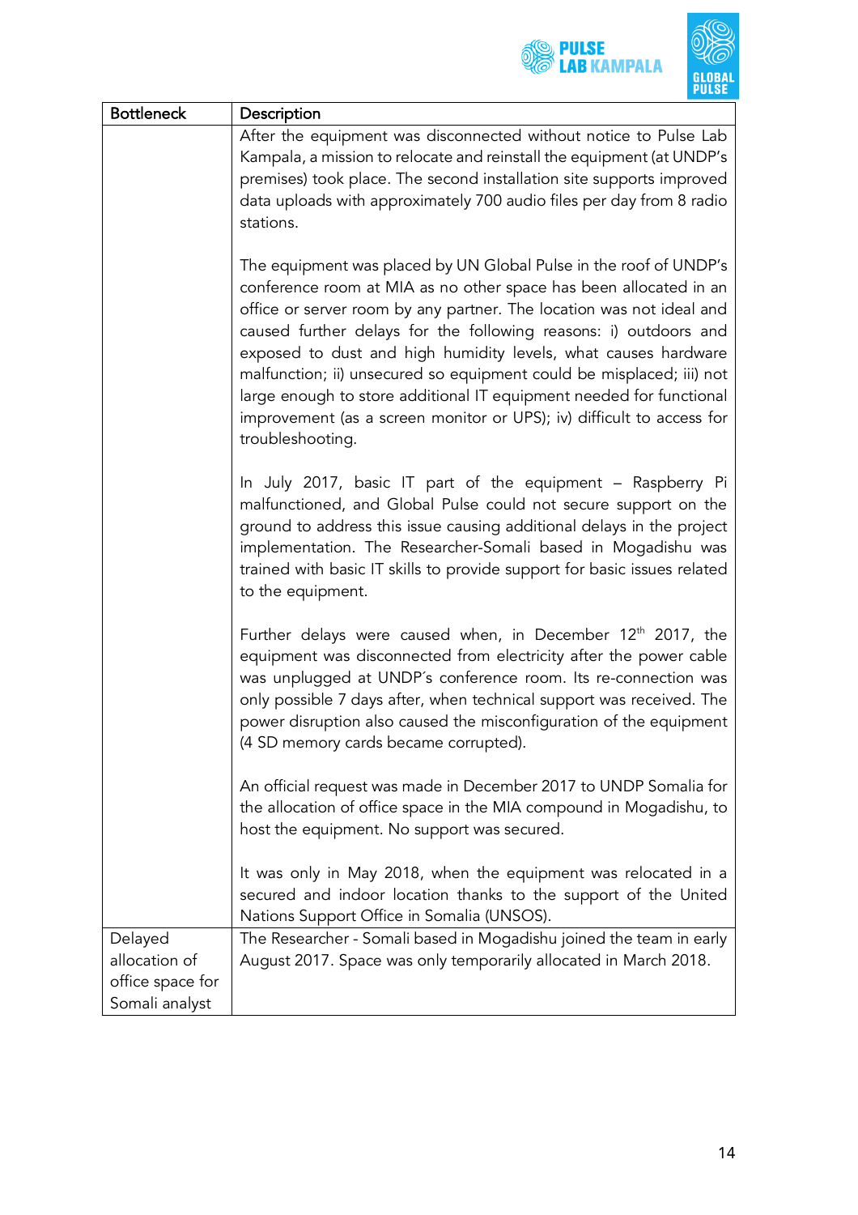| Bottleneck | Description |
|---|---|
| | After the equipment was disconnected without notice to Pulse Lab Kampala, a mission to relocate and reinstall the equipment (at UNDP's premises) took place. The second installation site supports improved data uploads with approximately 700 audio files per day from 8 radio stations.<br><br>The equipment was placed by UN Global Pulse in the roof of UNDP's conference room at MIA as no other space has been allocated in an office or server room by any partner. The location was not ideal and caused further delays for the following reasons: i) outdoors and exposed to dust and high humidity levels, what causes hardware malfunction; ii) unsecured so equipment could be misplaced; iii) not large enough to store additional IT equipment needed for functional improvement (as a screen monitor or UPS); iv) difficult to access for troubleshooting.<br><br>In July 2017, basic IT part of the equipment – Raspberry Pi malfunctioned, and Global Pulse could not secure support on the ground to address this issue causing additional delays in the project implementation. The Researcher-Somali based in Mogadishu was trained with basic IT skills to provide support for basic issues related to the equipment.<br><br>Further delays were caused when, in December 12th 2017, the equipment was disconnected from electricity after the power cable was unplugged at UNDP´s conference room. Its re-connection was only possible 7 days after, when technical support was received. The power disruption also caused the misconfiguration of the equipment (4 SD memory cards became corrupted).<br><br>An official request was made in December 2017 to UNDP Somalia for the allocation of office space in the MIA compound in Mogadishu, to host the equipment. No support was secured.<br><br>It was only in May 2018, when the equipment was relocated in a secured and indoor location thanks to the support of the United Nations Support Office in Somalia (UNSOS). |
| Delayed allocation of office space for Somali analyst | The Researcher - Somali based in Mogadishu joined the team in early August 2017. Space was only temporarily allocated in March 2018. |